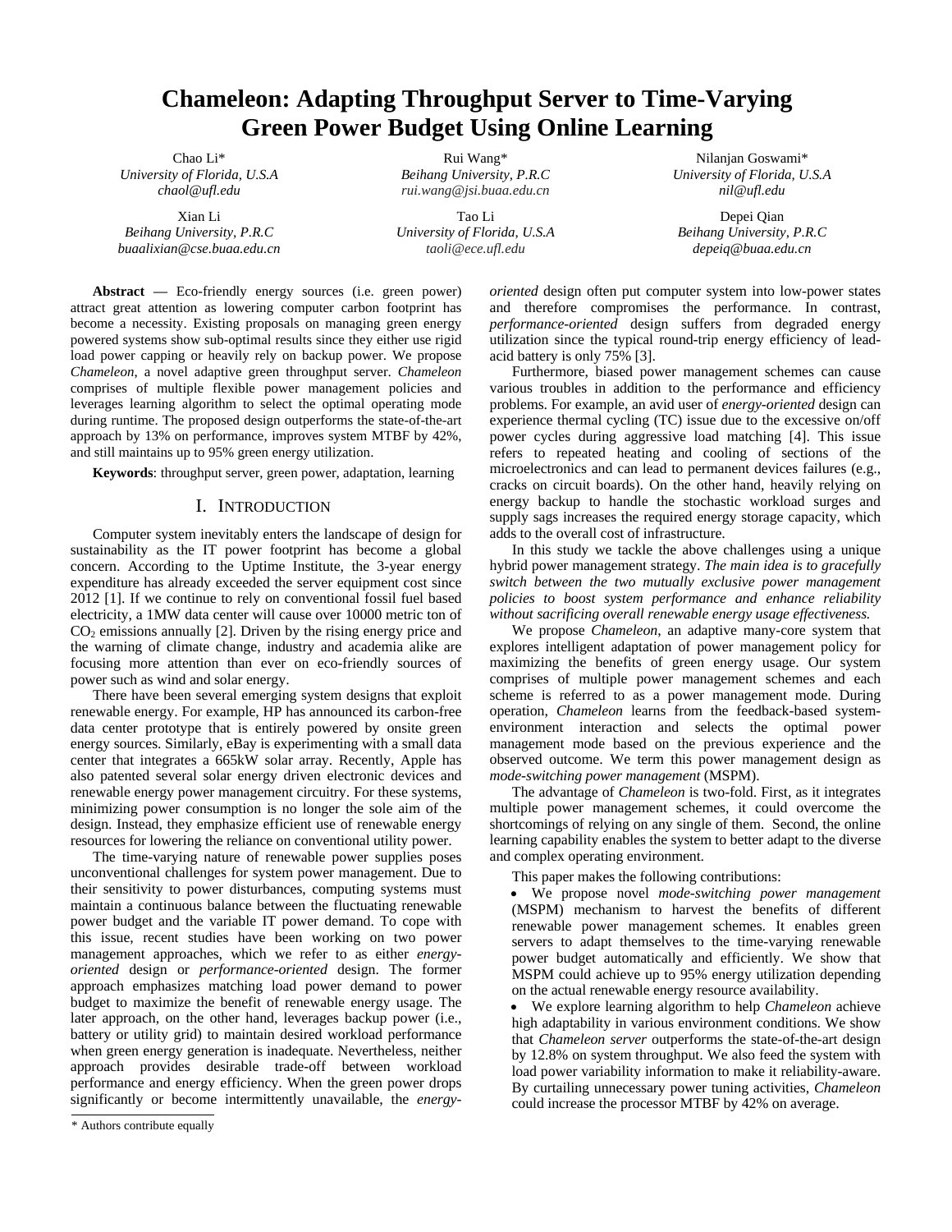# Chameleon: Adapting Throughput Server to Time-Varying Green Power Budget Using Online Learning

Chao Li*
*University of Florida, U.S.A*
*chaol@ufl.edu*

Rui Wang*
*Beihang University, P.R.C*
*rui.wang@jsi.buaa.edu.cn*

Nilanjan Goswami*
*University of Florida, U.S.A*
*nil@ufl.edu*

Xian Li
*Beihang University, P.R.C*
*buaalixian@cse.buaa.edu.cn*

Tao Li
*University of Florida, U.S.A*
*taoli@ece.ufl.edu*

Depei Qian
*Beihang University, P.R.C*
*depeiq@buaa.edu.cn*

**Abstract —** Eco-friendly energy sources (i.e. green power) attract great attention as lowering computer carbon footprint has become a necessity. Existing proposals on managing green energy powered systems show sub-optimal results since they either use rigid load power capping or heavily rely on backup power. We propose *Chameleon,* a novel adaptive green throughput server. *Chameleon* comprises of multiple flexible power management policies and leverages learning algorithm to select the optimal operating mode during runtime. The proposed design outperforms the state-of-the-art approach by 13% on performance, improves system MTBF by 42%, and still maintains up to 95% green energy utilization.

**Keywords**: throughput server, green power, adaptation, learning

## I. Introduction

Computer system inevitably enters the landscape of design for sustainability as the IT power footprint has become a global concern. According to the Uptime Institute, the 3-year energy expenditure has already exceeded the server equipment cost since 2012 [1]. If we continue to rely on conventional fossil fuel based electricity, a 1MW data center will cause over 10000 metric ton of $CO_2$ emissions annually [2]. Driven by the rising energy price and the warning of climate change, industry and academia alike are focusing more attention than ever on eco-friendly sources of power such as wind and solar energy.

There have been several emerging system designs that exploit renewable energy. For example, HP has announced its carbon-free data center prototype that is entirely powered by onsite green energy sources. Similarly, eBay is experimenting with a small data center that integrates a 665kW solar array. Recently, Apple has also patented several solar energy driven electronic devices and renewable energy power management circuitry. For these systems, minimizing power consumption is no longer the sole aim of the design. Instead, they emphasize efficient use of renewable energy resources for lowering the reliance on conventional utility power.

The time-varying nature of renewable power supplies poses unconventional challenges for system power management. Due to their sensitivity to power disturbances, computing systems must maintain a continuous balance between the fluctuating renewable power budget and the variable IT power demand. To cope with this issue, recent studies have been working on two power management approaches, which we refer to as either *energy-oriented* design or *performance-oriented* design. The former approach emphasizes matching load power demand to power budget to maximize the benefit of renewable energy usage. The later approach, on the other hand, leverages backup power (i.e., battery or utility grid) to maintain desired workload performance when green energy generation is inadequate. Nevertheless, neither approach provides desirable trade-off between workload performance and energy efficiency. When the green power drops significantly or become intermittently unavailable, the *energy-oriented* design often put computer system into low-power states and therefore compromises the performance. In contrast, *performance-oriented* design suffers from degraded energy utilization since the typical round-trip energy efficiency of lead-acid battery is only 75% [3].

Furthermore, biased power management schemes can cause various troubles in addition to the performance and efficiency problems. For example, an avid user of *energy-oriented* design can experience thermal cycling (TC) issue due to the excessive on/off power cycles during aggressive load matching [4]. This issue refers to repeated heating and cooling of sections of the microelectronics and can lead to permanent devices failures (e.g., cracks on circuit boards). On the other hand, heavily relying on energy backup to handle the stochastic workload surges and supply sags increases the required energy storage capacity, which adds to the overall cost of infrastructure.

In this study we tackle the above challenges using a unique hybrid power management strategy. *The main idea is to gracefully switch between the two mutually exclusive power management policies to boost system performance and enhance reliability without sacrificing overall renewable energy usage effectiveness.*

We propose *Chameleon*, an adaptive many-core system that explores intelligent adaptation of power management policy for maximizing the benefits of green energy usage. Our system comprises of multiple power management schemes and each scheme is referred to as a power management mode. During operation, *Chameleon* learns from the feedback-based system-environment interaction and selects the optimal power management mode based on the previous experience and the observed outcome. We term this power management design as *mode-switching power management* (MSPM).

The advantage of *Chameleon* is two-fold. First, as it integrates multiple power management schemes, it could overcome the shortcomings of relying on any single of them. Second, the online learning capability enables the system to better adapt to the diverse and complex operating environment.

This paper makes the following contributions:

- We propose novel *mode-switching power management* (MSPM) mechanism to harvest the benefits of different renewable power management schemes. It enables green servers to adapt themselves to the time-varying renewable power budget automatically and efficiently. We show that MSPM could achieve up to 95% energy utilization depending on the actual renewable energy resource availability.
- We explore learning algorithm to help *Chameleon* achieve high adaptability in various environment conditions. We show that *Chameleon server* outperforms the state-of-the-art design by 12.8% on system throughput. We also feed the system with load power variability information to make it reliability-aware. By curtailing unnecessary power tuning activities, *Chameleon* could increase the processor MTBF by 42% on average.

\* Authors contribute equally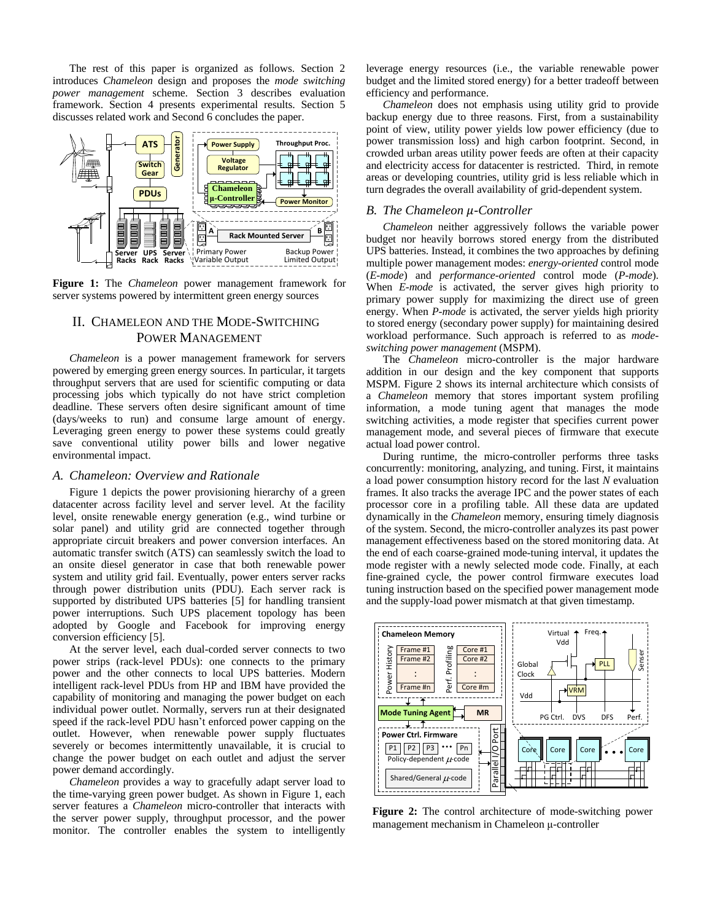The rest of this paper is organized as follows. Section 2 introduces *Chameleon* design and proposes the *mode switching power management* scheme. Section 3 describes evaluation framework. Section 4 presents experimental results. Section 5 discusses related work and Second 6 concludes the paper.

**Figure 1:** The *Chameleon* power management framework for server systems powered by intermittent green energy sources

## II. Chameleon and the Mode-Switching Power Management

*Chameleon* is a power management framework for servers powered by emerging green energy sources. In particular, it targets throughput servers that are used for scientific computing or data processing jobs which typically do not have strict completion deadline. These servers often desire significant amount of time (days/weeks to run) and consume large amount of energy. Leveraging green energy to power these systems could greatly save conventional utility power bills and lower negative environmental impact.

### A. Chameleon: Overview and Rationale

Figure 1 depicts the power provisioning hierarchy of a green datacenter across facility level and server level. At the facility level, onsite renewable energy generation (e.g., wind turbine or solar panel) and utility grid are connected together through appropriate circuit breakers and power conversion interfaces. An automatic transfer switch (ATS) can seamlessly switch the load to an onsite diesel generator in case that both renewable power system and utility grid fail. Eventually, power enters server racks through power distribution units (PDU). Each server rack is supported by distributed UPS batteries [5] for handling transient power interruptions. Such UPS placement topology has been adopted by Google and Facebook for improving energy conversion efficiency [5].

At the server level, each dual-corded server connects to two power strips (rack-level PDUs): one connects to the primary power and the other connects to local UPS batteries. Modern intelligent rack-level PDUs from HP and IBM have provided the capability of monitoring and managing the power budget on each individual power outlet. Normally, servers run at their designated speed if the rack-level PDU hasn't enforced power capping on the outlet. However, when renewable power supply fluctuates severely or becomes intermittently unavailable, it is crucial to change the power budget on each outlet and adjust the server power demand accordingly.

*Chameleon* provides a way to gracefully adapt server load to the time-varying green power budget. As shown in Figure 1, each server features a *Chameleon* micro-controller that interacts with the server power supply, throughput processor, and the power monitor. The controller enables the system to intelligently leverage energy resources (i.e., the variable renewable power budget and the limited stored energy) for a better tradeoff between efficiency and performance.

*Chameleon* does not emphasis using utility grid to provide backup energy due to three reasons. First, from a sustainability point of view, utility power yields low power efficiency (due to power transmission loss) and high carbon footprint. Second, in crowded urban areas utility power feeds are often at their capacity and electricity access for datacenter is restricted. Third, in remote areas or developing countries, utility grid is less reliable which in turn degrades the overall availability of grid-dependent system.

### B. The Chameleon μ-Controller

*Chameleon* neither aggressively follows the variable power budget nor heavily borrows stored energy from the distributed UPS batteries. Instead, it combines the two approaches by defining multiple power management modes: *energy-oriented* control mode (*E-mode*) and *performance-oriented* control mode (*P-mode*). When *E-mode* is activated, the server gives high priority to primary power supply for maximizing the direct use of green energy. When *P-mode* is activated, the server yields high priority to stored energy (secondary power supply) for maintaining desired workload performance. Such approach is referred to as *mode-switching power management* (MSPM).

The *Chameleon* micro-controller is the major hardware addition in our design and the key component that supports MSPM. Figure 2 shows its internal architecture which consists of a *Chameleon* memory that stores important system profiling information, a mode tuning agent that manages the mode switching activities, a mode register that specifies current power management mode, and several pieces of firmware that execute actual load power control.

During runtime, the micro-controller performs three tasks concurrently: monitoring, analyzing, and tuning. First, it maintains a load power consumption history record for the last *N* evaluation frames. It also tracks the average IPC and the power states of each processor core in a profiling table. All these data are updated dynamically in the *Chameleon* memory, ensuring timely diagnosis of the system. Second, the micro-controller analyzes its past power management effectiveness based on the stored monitoring data. At the end of each coarse-grained mode-tuning interval, it updates the mode register with a newly selected mode code. Finally, at each fine-grained cycle, the power control firmware executes load tuning instruction based on the specified power management mode and the supply-load power mismatch at that given timestamp.

**Figure 2:** The control architecture of mode-switching power management mechanism in Chameleon μ-controller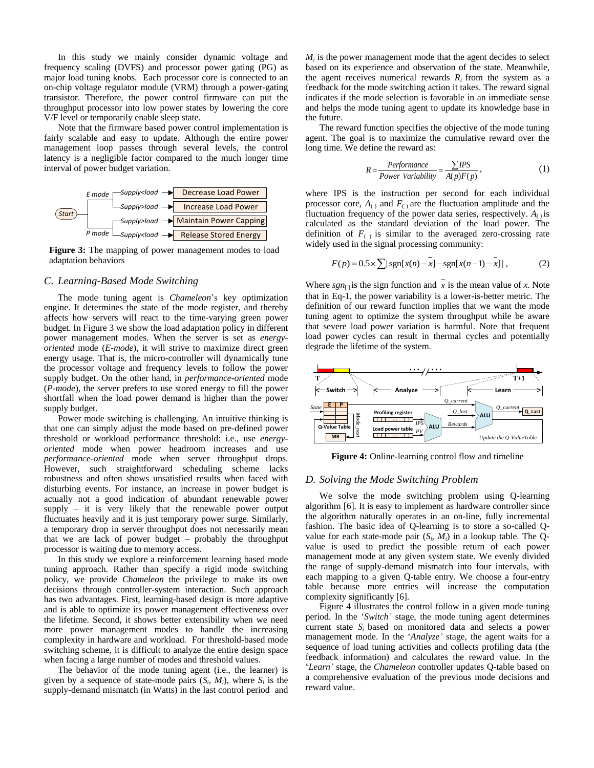In this study we mainly consider dynamic voltage and frequency scaling (DVFS) and processor power gating (PG) as major load tuning knobs. Each processor core is connected to an on-chip voltage regulator module (VRM) through a power-gating transistor. Therefore, the power control firmware can put the throughput processor into low power states by lowering the core V/F level or temporarily enable sleep state.

Note that the firmware based power control implementation is fairly scalable and easy to update. Although the entire power management loop passes through several levels, the control latency is a negligible factor compared to the much longer time interval of power budget variation.

**Figure 3:** The mapping of power management modes to load adaptation behaviors

### C. Learning-Based Mode Switching

The mode tuning agent is *Chameleon*'s key optimization engine. It determines the state of the mode register, and thereby affects how servers will react to the time-varying green power budget. In Figure 3 we show the load adaptation policy in different power management modes. When the server is set as *energy-oriented* mode (*E-mode*), it will strive to maximize direct green energy usage. That is, the micro-controller will dynamically tune the processor voltage and frequency levels to follow the power supply budget. On the other hand, in *performance-oriented* mode (*P-mode*), the server prefers to use stored energy to fill the power shortfall when the load power demand is higher than the power supply budget.

Power mode switching is challenging. An intuitive thinking is that one can simply adjust the mode based on pre-defined power threshold or workload performance threshold: i.e., use *energy-oriented* mode when power headroom increases and use *performance-oriented* mode when server throughput drops. However, such straightforward scheduling scheme lacks robustness and often shows unsatisfied results when faced with disturbing events. For instance, an increase in power budget is actually not a good indication of abundant renewable power supply – it is very likely that the renewable power output fluctuates heavily and it is just temporary power surge. Similarly, a temporary drop in server throughput does not necessarily mean that we are lack of power budget – probably the throughput processor is waiting due to memory access.

In this study we explore a reinforcement learning based mode tuning approach. Rather than specify a rigid mode switching policy, we provide *Chameleon* the privilege to make its own decisions through controller-system interaction. Such approach has two advantages. First, learning-based design is more adaptive and is able to optimize its power management effectiveness over the lifetime. Second, it shows better extensibility when we need more power management modes to handle the increasing complexity in hardware and workload. For threshold-based mode switching scheme, it is difficult to analyze the entire design space when facing a large number of modes and threshold values.

The behavior of the mode tuning agent (i.e., the learner) is given by a sequence of state-mode pairs ($S_i$, $M_i$), where $S_i$ is the supply-demand mismatch (in Watts) in the last control period and $M_i$ is the power management mode that the agent decides to select based on its experience and observation of the state. Meanwhile, the agent receives numerical rewards $R_i$ from the system as a feedback for the mode switching action it takes. The reward signal indicates if the mode selection is favorable in an immediate sense and helps the mode tuning agent to update its knowledge base in the future.

The reward function specifies the objective of the mode tuning agent. The goal is to maximize the cumulative reward over the long time. We define the reward as:

$$R = \frac{Performance}{Power\ Variability} = \frac{\sum IPS}{A(p)F(p)}, \tag{1}$$

where IPS is the instruction per second for each individual processor core, $A_{(\,)}$ and $F_{(\,)}$ are the fluctuation amplitude and the fluctuation frequency of the power data series, respectively. $A_{(\,)}$ is calculated as the standard deviation of the load power. The definition of $F_{(\,)}$ is similar to the averaged zero-crossing rate widely used in the signal processing community:

$$F(p) = 0.5 \times \sum |\operatorname{sgn}[x(n) - \bar{x}] - \operatorname{sgn}[x(n-1) - \bar{x}]|, \tag{2}$$

Where $sgn_{[\,]}$ is the sign function and $\bar{x}$ is the mean value of $x$. Note that in Eq-1, the power variability is a lower-is-better metric. The definition of our reward function implies that we want the mode tuning agent to optimize the system throughput while be aware that severe load power variation is harmful. Note that frequent load power cycles can result in thermal cycles and potentially degrade the lifetime of the system.

**Figure 4:** Online-learning control flow and timeline

### D. Solving the Mode Switching Problem

We solve the mode switching problem using Q-learning algorithm [6]. It is easy to implement as hardware controller since the algorithm naturally operates in an on-line, fully incremental fashion. The basic idea of Q-learning is to store a so-called Q-value for each state-mode pair ($S_i$, $M_i$) in a lookup table. The Q-value is used to predict the possible return of each power management mode at any given system state. We evenly divided the range of supply-demand mismatch into four intervals, with each mapping to a given Q-table entry. We choose a four-entry table because more entries will increase the computation complexity significantly [6].

Figure 4 illustrates the control follow in a given mode tuning period. In the '*Switch'* stage, the mode tuning agent determines current state $S_i$ based on monitored data and selects a power management mode. In the '*Analyze'* stage, the agent waits for a sequence of load tuning activities and collects profiling data (the feedback information) and calculates the reward value. In the '*Learn'* stage, the *Chameleon* controller updates Q-table based on a comprehensive evaluation of the previous mode decisions and reward value.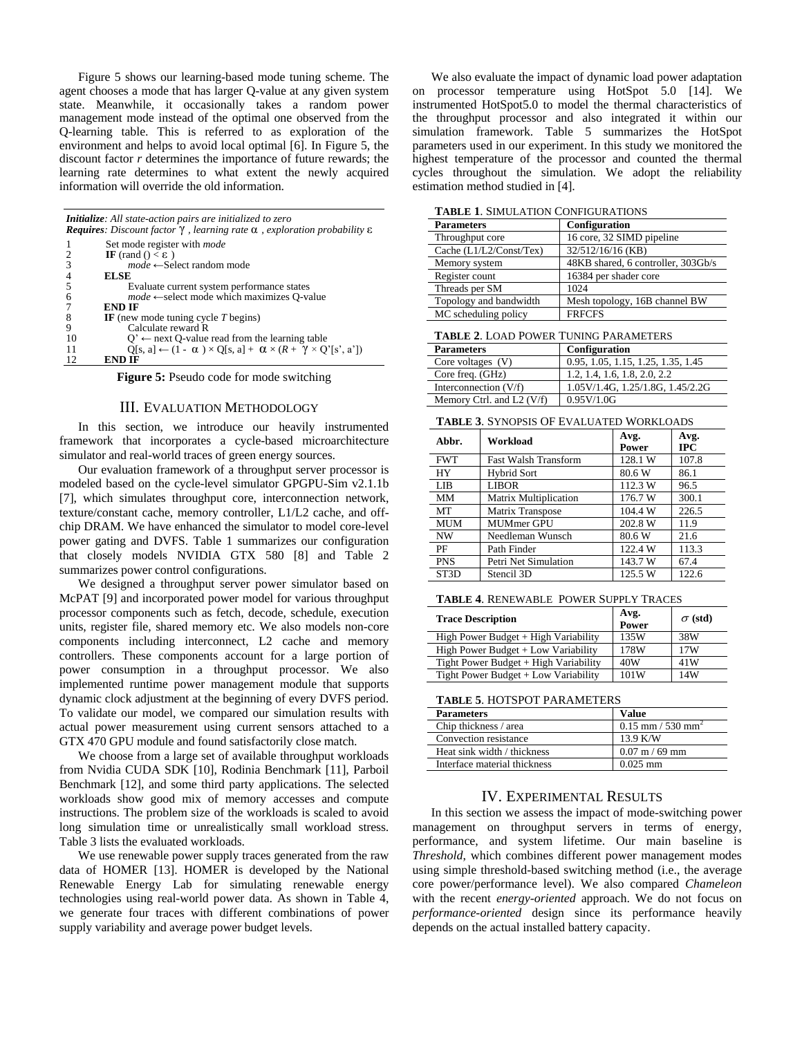Figure 5 shows our learning-based mode tuning scheme. The agent chooses a mode that has larger Q-value at any given system state. Meanwhile, it occasionally takes a random power management mode instead of the optimal one observed from the Q-learning table. This is referred to as exploration of the environment and helps to avoid local optimal [6]. In Figure 5, the discount factor *r* determines the importance of future rewards; the learning rate determines to what extent the newly acquired information will override the old information.

```
Initialize: All state-action pairs are initialized to zero
Requires: Discount factor γ, learning rate α, exploration probability ε
1        Set mode register with mode
2        IF (rand () < ε )
3            mode ←Select random mode
4        ELSE
5            Evaluate current system performance states
6            mode ←select mode which maximizes Q-value
7        END IF
8        IF (new mode tuning cycle T begins)
9            Calculate reward R
10           Q' ← next Q-value read from the learning table
11           Q[s, a] ← (1 - α ) × Q[s, a] + α × (R + γ × Q'[s', a'])
12       END IF
```

**Figure 5:** Pseudo code for mode switching

## III. Evaluation Methodology

In this section, we introduce our heavily instrumented framework that incorporates a cycle-based microarchitecture simulator and real-world traces of green energy sources.

Our evaluation framework of a throughput server processor is modeled based on the cycle-level simulator GPGPU-Sim v2.1.1b [7], which simulates throughput core, interconnection network, texture/constant cache, memory controller, L1/L2 cache, and off-chip DRAM. We have enhanced the simulator to model core-level power gating and DVFS. Table 1 summarizes our configuration that closely models NVIDIA GTX 580 [8] and Table 2 summarizes power control configurations.

We designed a throughput server power simulator based on McPAT [9] and incorporated power model for various throughput processor components such as fetch, decode, schedule, execution units, register file, shared memory etc. We also models non-core components including interconnect, L2 cache and memory controllers. These components account for a large portion of power consumption in a throughput processor. We also implemented runtime power management module that supports dynamic clock adjustment at the beginning of every DVFS period. To validate our model, we compared our simulation results with actual power measurement using current sensors attached to a GTX 470 GPU module and found satisfactorily close match.

We choose from a large set of available throughput workloads from Nvidia CUDA SDK [10], Rodinia Benchmark [11], Parboil Benchmark [12], and some third party applications. The selected workloads show good mix of memory accesses and compute instructions. The problem size of the workloads is scaled to avoid long simulation time or unrealistically small workload stress. Table 3 lists the evaluated workloads.

We use renewable power supply traces generated from the raw data of HOMER [13]. HOMER is developed by the National Renewable Energy Lab for simulating renewable energy technologies using real-world power data. As shown in Table 4, we generate four traces with different combinations of power supply variability and average power budget levels.

We also evaluate the impact of dynamic load power adaptation on processor temperature using HotSpot 5.0 [14]. We instrumented HotSpot5.0 to model the thermal characteristics of the throughput processor and also integrated it within our simulation framework. Table 5 summarizes the HotSpot parameters used in our experiment. In this study we monitored the highest temperature of the processor and counted the thermal cycles throughout the simulation. We adopt the reliability estimation method studied in [4].

**TABLE 1**. Simulation Configurations

| Parameters | Configuration |
|---|---|
| Throughput core | 16 core, 32 SIMD pipeline |
| Cache (L1/L2/Const/Tex) | 32/512/16/16 (KB) |
| Memory system | 48KB shared, 6 controller, 303Gb/s |
| Register count | 16384 per shader core |
| Threads per SM | 1024 |
| Topology and bandwidth | Mesh topology, 16B channel BW |
| MC scheduling policy | FRFCFS |

**TABLE 2**. Load Power Tuning Parameters

| Parameters | Configuration |
|---|---|
| Core voltages (V) | 0.95, 1.05, 1.15, 1.25, 1.35, 1.45 |
| Core freq. (GHz) | 1.2, 1.4, 1.6, 1.8, 2.0, 2.2 |
| Interconnection (V/f) | 1.05V/1.4G, 1.25/1.8G, 1.45/2.2G |
| Memory Ctrl. and L2 (V/f) | 0.95V/1.0G |

**TABLE 3**. Synopsis of Evaluated Workloads

| Abbr. | Workload | Avg. Power | Avg. IPC |
|---|---|---|---|
| FWT | Fast Walsh Transform | 128.1 W | 107.8 |
| HY | Hybrid Sort | 80.6 W | 86.1 |
| LIB | LIBOR | 112.3 W | 96.5 |
| MM | Matrix Multiplication | 176.7 W | 300.1 |
| MT | Matrix Transpose | 104.4 W | 226.5 |
| MUM | MUMmer GPU | 202.8 W | 11.9 |
| NW | Needleman Wunsch | 80.6 W | 21.6 |
| PF | Path Finder | 122.4 W | 113.3 |
| PNS | Petri Net Simulation | 143.7 W | 67.4 |
| ST3D | Stencil 3D | 125.5 W | 122.6 |

**TABLE 4**. Renewable Power Supply Traces

| Trace Description | Avg. Power | $\sigma$ (std) |
|---|---|---|
| High Power Budget + High Variability | 135W | 38W |
| High Power Budget + Low Variability | 178W | 17W |
| Tight Power Budget + High Variability | 40W | 41W |
| Tight Power Budget + Low Variability | 101W | 14W |

**TABLE 5**. HotSpot Parameters

| Parameters | Value |
|---|---|
| Chip thickness / area | 0.15 mm / 530 mm$^2$ |
| Convection resistance | 13.9 K/W |
| Heat sink width / thickness | 0.07 m / 69 mm |
| Interface material thickness | 0.025 mm |

## IV. Experimental Results

In this section we assess the impact of mode-switching power management on throughput servers in terms of energy, performance, and system lifetime. Our main baseline is *Threshold*, which combines different power management modes using simple threshold-based switching method (i.e., the average core power/performance level). We also compared *Chameleon* with the recent *energy-oriented* approach. We do not focus on *performance-oriented* design since its performance heavily depends on the actual installed battery capacity.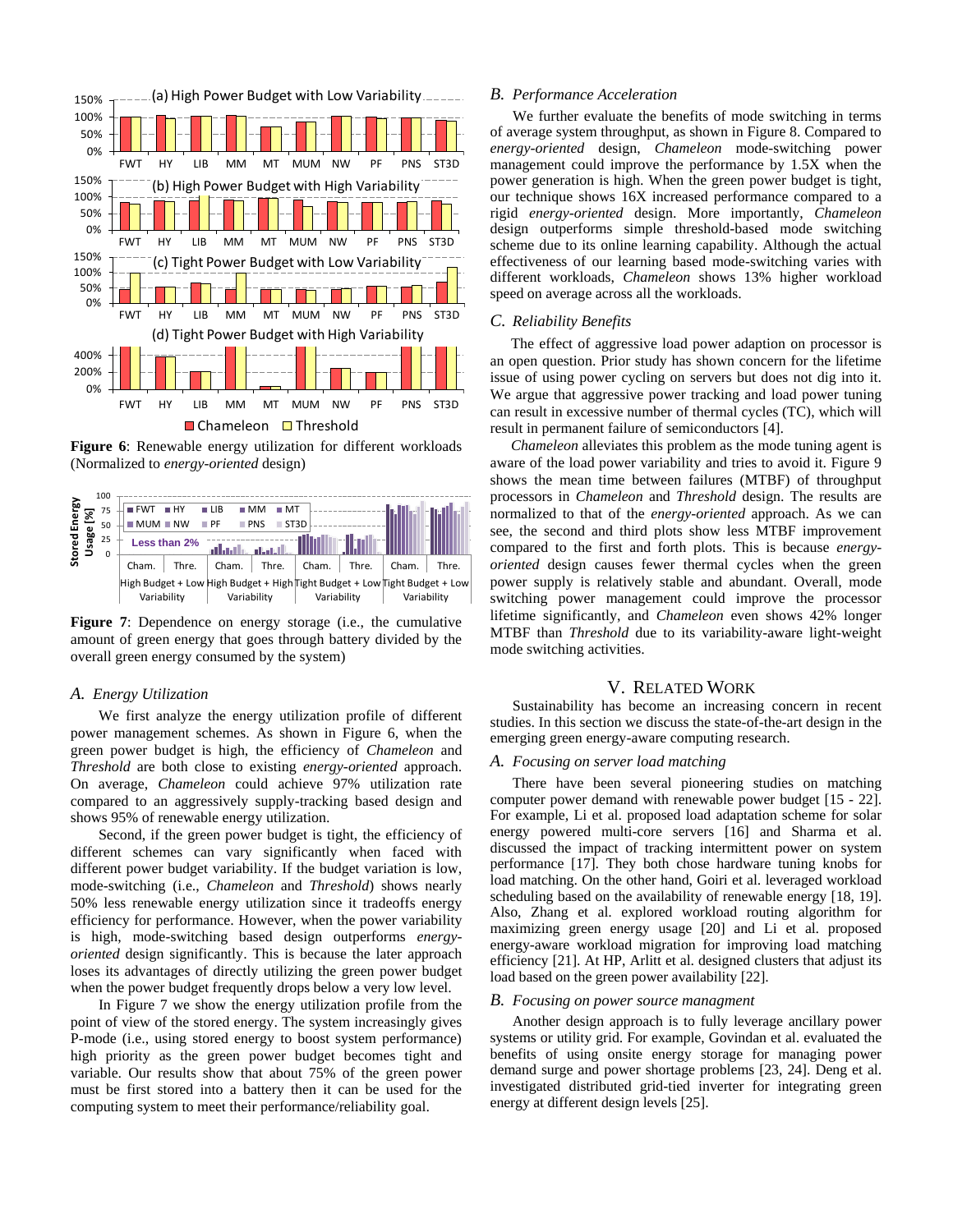**Figure 6**: Renewable energy utilization for different workloads (Normalized to *energy-oriented* design)

**Figure 7**: Dependence on energy storage (i.e., the cumulative amount of green energy that goes through battery divided by the overall green energy consumed by the system)

### *A. Energy Utilization*

We first analyze the energy utilization profile of different power management schemes. As shown in Figure 6, when the green power budget is high, the efficiency of *Chameleon* and *Threshold* are both close to existing *energy-oriented* approach. On average, *Chameleon* could achieve 97% utilization rate compared to an aggressively supply-tracking based design and shows 95% of renewable energy utilization.

Second, if the green power budget is tight, the efficiency of different schemes can vary significantly when faced with different power budget variability. If the budget variation is low, mode-switching (i.e., *Chameleon* and *Threshold*) shows nearly 50% less renewable energy utilization since it tradeoffs energy efficiency for performance. However, when the power variability is high, mode-switching based design outperforms *energy-oriented* design significantly. This is because the later approach loses its advantages of directly utilizing the green power budget when the power budget frequently drops below a very low level.

In Figure 7 we show the energy utilization profile from the point of view of the stored energy. The system increasingly gives P-mode (i.e., using stored energy to boost system performance) high priority as the green power budget becomes tight and variable. Our results show that about 75% of the green power must be first stored into a battery then it can be used for the computing system to meet their performance/reliability goal.

### *B. Performance Acceleration*

We further evaluate the benefits of mode switching in terms of average system throughput, as shown in Figure 8. Compared to *energy-oriented* design, *Chameleon* mode-switching power management could improve the performance by 1.5X when the power generation is high. When the green power budget is tight, our technique shows 16X increased performance compared to a rigid *energy-oriented* design. More importantly, *Chameleon* design outperforms simple threshold-based mode switching scheme due to its online learning capability. Although the actual effectiveness of our learning based mode-switching varies with different workloads, *Chameleon* shows 13% higher workload speed on average across all the workloads.

### *C. Reliability Benefits*

The effect of aggressive load power adaption on processor is an open question. Prior study has shown concern for the lifetime issue of using power cycling on servers but does not dig into it. We argue that aggressive power tracking and load power tuning can result in excessive number of thermal cycles (TC), which will result in permanent failure of semiconductors [4].

*Chameleon* alleviates this problem as the mode tuning agent is aware of the load power variability and tries to avoid it. Figure 9 shows the mean time between failures (MTBF) of throughput processors in *Chameleon* and *Threshold* design. The results are normalized to that of the *energy-oriented* approach. As we can see, the second and third plots show less MTBF improvement compared to the first and forth plots. This is because *energy-oriented* design causes fewer thermal cycles when the green power supply is relatively stable and abundant. Overall, mode switching power management could improve the processor lifetime significantly, and *Chameleon* even shows 42% longer MTBF than *Threshold* due to its variability-aware light-weight mode switching activities.

## V. Related Work

Sustainability has become an increasing concern in recent studies. In this section we discuss the state-of-the-art design in the emerging green energy-aware computing research.

### *A. Focusing on server load matching*

There have been several pioneering studies on matching computer power demand with renewable power budget [15 - 22]. For example, Li et al. proposed load adaptation scheme for solar energy powered multi-core servers [16] and Sharma et al. discussed the impact of tracking intermittent power on system performance [17]. They both chose hardware tuning knobs for load matching. On the other hand, Goiri et al. leveraged workload scheduling based on the availability of renewable energy [18, 19]. Also, Zhang et al. explored workload routing algorithm for maximizing green energy usage [20] and Li et al. proposed energy-aware workload migration for improving load matching efficiency [21]. At HP, Arlitt et al. designed clusters that adjust its load based on the green power availability [22].

### *B. Focusing on power source managment*

Another design approach is to fully leverage ancillary power systems or utility grid. For example, Govindan et al. evaluated the benefits of using onsite energy storage for managing power demand surge and power shortage problems [23, 24]. Deng et al. investigated distributed grid-tied inverter for integrating green energy at different design levels [25].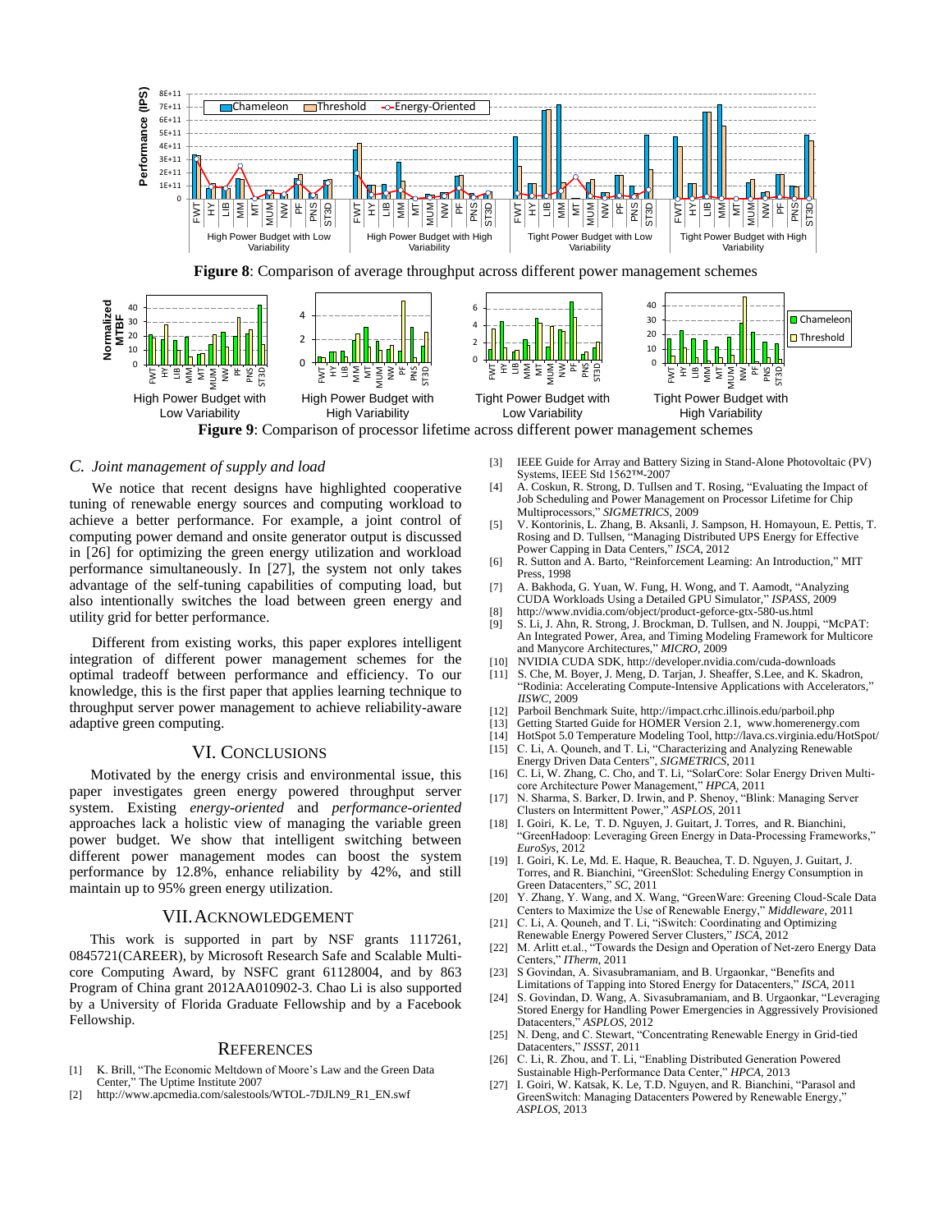Performance (IPS)

8E+11
7E+11
6E+11
5E+11
4E+11
3E+11
2E+11
1E+11
0

Chameleon Threshold Energy-Oriented

FWT HY LIB MM MT MUM NW PF PNS ST3D

High Power Budget with Low Variability

High Power Budget with High Variability

Tight Power Budget with Low Variability

Tight Power Budget with High Variability

**Figure 8**: Comparison of average throughput across different power management schemes

Normalized MTBF

Chameleon Threshold

FWT HY LIB MM MT MUM NW PF PNS ST3D

High Power Budget with Low Variability

High Power Budget with High Variability

Tight Power Budget with Low Variability

Tight Power Budget with High Variability

**Figure 9**: Comparison of processor lifetime across different power management schemes

### *C. Joint management of supply and load*

We notice that recent designs have highlighted cooperative tuning of renewable energy sources and computing workload to achieve a better performance. For example, a joint control of computing power demand and onsite generator output is discussed in [26] for optimizing the green energy utilization and workload performance simultaneously. In [27], the system not only takes advantage of the self-tuning capabilities of computing load, but also intentionally switches the load between green energy and utility grid for better performance.

Different from existing works, this paper explores intelligent integration of different power management schemes for the optimal tradeoff between performance and efficiency. To our knowledge, this is the first paper that applies learning technique to throughput server power management to achieve reliability-aware adaptive green computing.

## VI. CONCLUSIONS

Motivated by the energy crisis and environmental issue, this paper investigates green energy powered throughput server system. Existing *energy-oriented* and *performance-oriented* approaches lack a holistic view of managing the variable green power budget. We show that intelligent switching between different power management modes can boost the system performance by 12.8%, enhance reliability by 42%, and still maintain up to 95% green energy utilization.

## VII. ACKNOWLEDGEMENT

This work is supported in part by NSF grants 1117261, 0845721(CAREER), by Microsoft Research Safe and Scalable Multi-core Computing Award, by NSFC grant 61128004, and by 863 Program of China grant 2012AA010902-3. Chao Li is also supported by a University of Florida Graduate Fellowship and by a Facebook Fellowship.

## REFERENCES

[1] K. Brill, "The Economic Meltdown of Moore's Law and the Green Data Center," The Uptime Institute 2007

[2] http://www.apcmedia.com/salestools/WTOL-7DJLN9_R1_EN.swf

[3] IEEE Guide for Array and Battery Sizing in Stand-Alone Photovoltaic (PV) Systems, IEEE Std 1562™-2007

[4] A. Coskun, R. Strong, D. Tullsen and T. Rosing, "Evaluating the Impact of Job Scheduling and Power Management on Processor Lifetime for Chip Multiprocessors," *SIGMETRICS*, 2009

[5] V. Kontorinis, L. Zhang, B. Aksanli, J. Sampson, H. Homayoun, E. Pettis, T. Rosing and D. Tullsen, "Managing Distributed UPS Energy for Effective Power Capping in Data Centers," *ISCA*, 2012

[6] R. Sutton and A. Barto, "Reinforcement Learning: An Introduction," MIT Press, 1998

[7] A. Bakhoda, G. Yuan, W. Fung, H. Wong, and T. Aamodt, "Analyzing CUDA Workloads Using a Detailed GPU Simulator," *ISPASS*, 2009

[8] http://www.nvidia.com/object/product-geforce-gtx-580-us.html

[9] S. Li, J. Ahn, R. Strong, J. Brockman, D. Tullsen, and N. Jouppi, "McPAT: An Integrated Power, Area, and Timing Modeling Framework for Multicore and Manycore Architectures," *MICRO*, 2009

[10] NVIDIA CUDA SDK, http://developer.nvidia.com/cuda-downloads

[11] S. Che, M. Boyer, J. Meng, D. Tarjan, J. Sheaffer, S.Lee, and K. Skadron, "Rodinia: Accelerating Compute-Intensive Applications with Accelerators," *IISWC*, 2009

[12] Parboil Benchmark Suite, http://impact.crhc.illinois.edu/parboil.php

[13] Getting Started Guide for HOMER Version 2.1, www.homerenergy.com

[14] HotSpot 5.0 Temperature Modeling Tool, http://lava.cs.virginia.edu/HotSpot/

[15] C. Li, A. Qouneh, and T. Li, "Characterizing and Analyzing Renewable Energy Driven Data Centers", *SIGMETRICS*, 2011

[16] C. Li, W. Zhang, C. Cho, and T. Li, "SolarCore: Solar Energy Driven Multi-core Architecture Power Management," *HPCA*, 2011

[17] N. Sharma, S. Barker, D. Irwin, and P. Shenoy, "Blink: Managing Server Clusters on Intermittent Power," *ASPLOS*, 2011

[18] I. Goiri, K. Le, T. D. Nguyen, J. Guitart, J. Torres, and R. Bianchini, "GreenHadoop: Leveraging Green Energy in Data-Processing Frameworks," *EuroSys*, 2012

[19] I. Goiri, K. Le, Md. E. Haque, R. Beauchea, T. D. Nguyen, J. Guitart, J. Torres, and R. Bianchini, "GreenSlot: Scheduling Energy Consumption in Green Datacenters," *SC*, 2011

[20] Y. Zhang, Y. Wang, and X. Wang, "GreenWare: Greening Cloud-Scale Data Centers to Maximize the Use of Renewable Energy," *Middleware*, 2011

[21] C. Li, A. Qouneh, and T. Li, "iSwitch: Coordinating and Optimizing Renewable Energy Powered Server Clusters," *ISCA*, 2012

[22] M. Arlitt et.al., "Towards the Design and Operation of Net-zero Energy Data Centers," *ITherm*, 2011

[23] S Govindan, A. Sivasubramaniam, and B. Urgaonkar, "Benefits and Limitations of Tapping into Stored Energy for Datacenters," *ISCA*, 2011

[24] S. Govindan, D. Wang, A. Sivasubramaniam, and B. Urgaonkar, "Leveraging Stored Energy for Handling Power Emergencies in Aggressively Provisioned Datacenters," *ASPLOS*, 2012

[25] N. Deng, and C. Stewart, "Concentrating Renewable Energy in Grid-tied Datacenters," *ISSST*, 2011

[26] C. Li, R. Zhou, and T. Li, "Enabling Distributed Generation Powered Sustainable High-Performance Data Center," *HPCA*, 2013

[27] I. Goiri, W. Katsak, K. Le, T.D. Nguyen, and R. Bianchini, "Parasol and GreenSwitch: Managing Datacenters Powered by Renewable Energy," *ASPLOS*, 2013